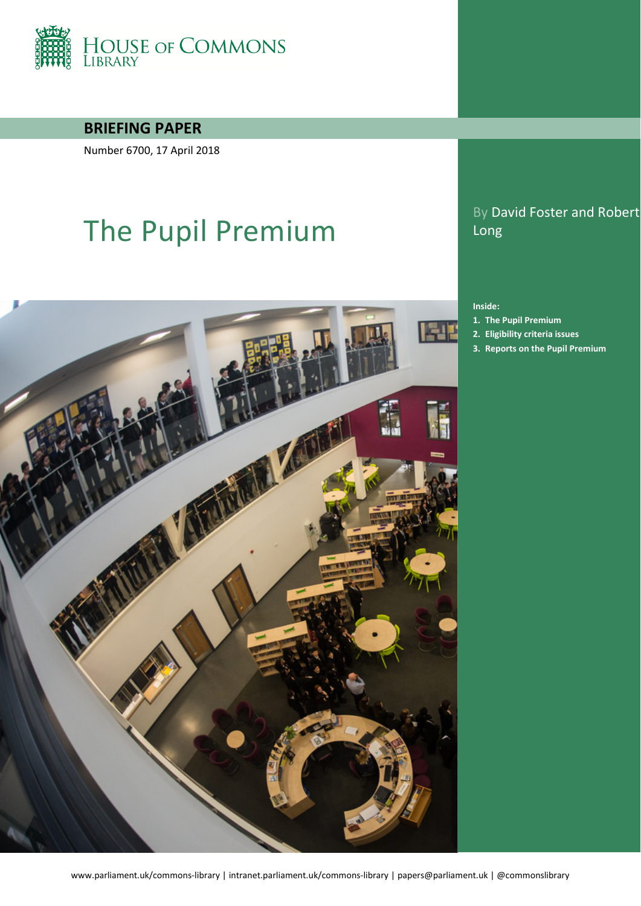HOUSE OF COMMONS LIBRARY

**BRIEFING PAPER**

Number 6700, 17 April 2018

# The Pupil Premium

By David Foster and Robert Long

**Inside:**

1. **The Pupil Premium**
2. **Eligibility criteria issues**
3. **Reports on the Pupil Premium**

www.parliament.uk/commons-library | intranet.parliament.uk/commons-library | papers@parliament.uk | @commonslibrary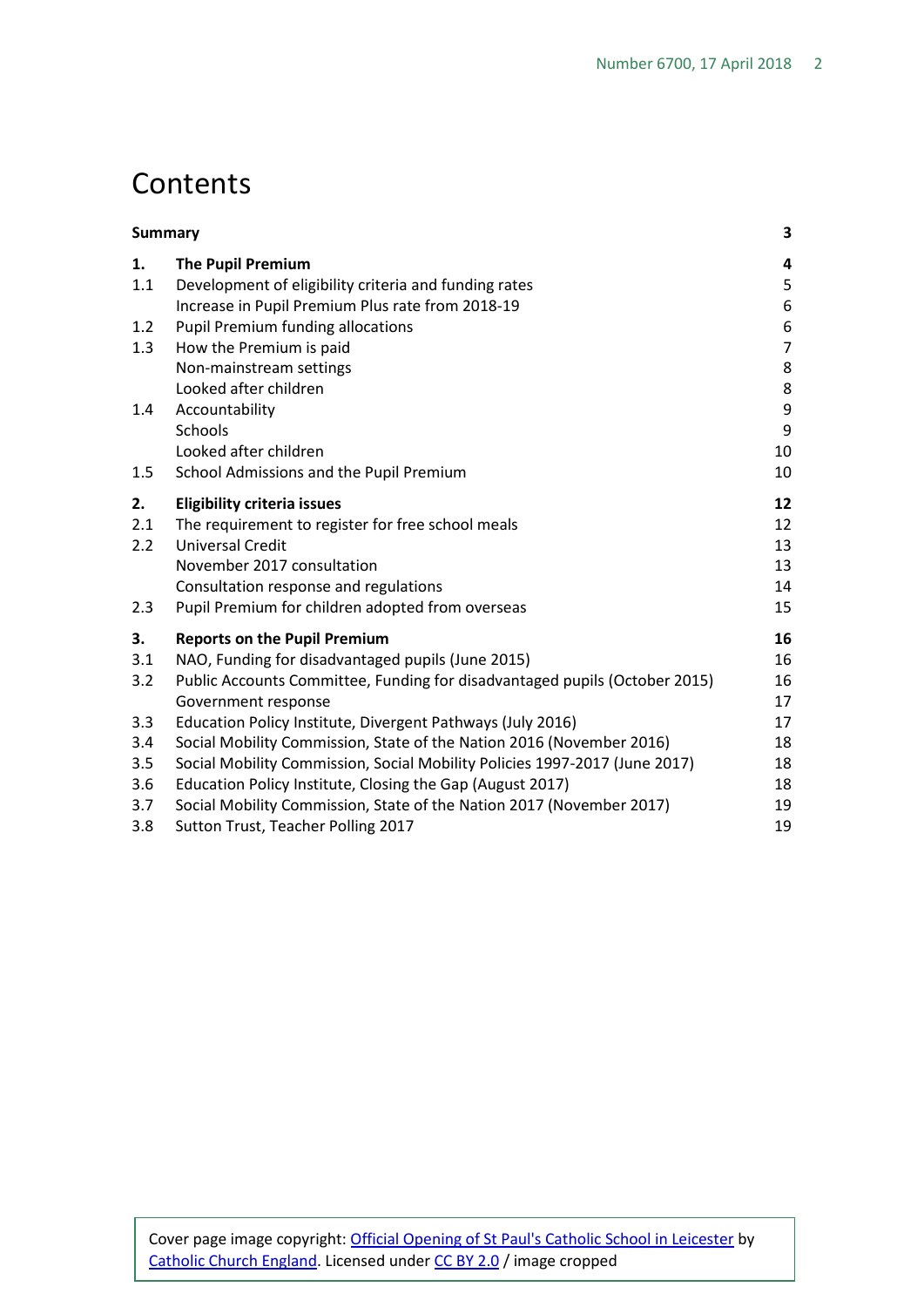# Contents

| | | |
|---|---|---|
| **Summary** | | **3** |
| **1.** | **The Pupil Premium** | **4** |
| 1.1 | Development of eligibility criteria and funding rates | 5 |
| | Increase in Pupil Premium Plus rate from 2018-19 | 6 |
| 1.2 | Pupil Premium funding allocations | 6 |
| 1.3 | How the Premium is paid | 7 |
| | Non-mainstream settings | 8 |
| | Looked after children | 8 |
| 1.4 | Accountability | 9 |
| | Schools | 9 |
| | Looked after children | 10 |
| 1.5 | School Admissions and the Pupil Premium | 10 |
| **2.** | **Eligibility criteria issues** | **12** |
| 2.1 | The requirement to register for free school meals | 12 |
| 2.2 | Universal Credit | 13 |
| | November 2017 consultation | 13 |
| | Consultation response and regulations | 14 |
| 2.3 | Pupil Premium for children adopted from overseas | 15 |
| **3.** | **Reports on the Pupil Premium** | **16** |
| 3.1 | NAO, Funding for disadvantaged pupils (June 2015) | 16 |
| 3.2 | Public Accounts Committee, Funding for disadvantaged pupils (October 2015) | 16 |
| | Government response | 17 |
| 3.3 | Education Policy Institute, Divergent Pathways (July 2016) | 17 |
| 3.4 | Social Mobility Commission, State of the Nation 2016 (November 2016) | 18 |
| 3.5 | Social Mobility Commission, Social Mobility Policies 1997-2017 (June 2017) | 18 |
| 3.6 | Education Policy Institute, Closing the Gap (August 2017) | 18 |
| 3.7 | Social Mobility Commission, State of the Nation 2017 (November 2017) | 19 |
| 3.8 | Sutton Trust, Teacher Polling 2017 | 19 |

Cover page image copyright: Official Opening of St Paul's Catholic School in Leicester by Catholic Church England. Licensed under CC BY 2.0 / image cropped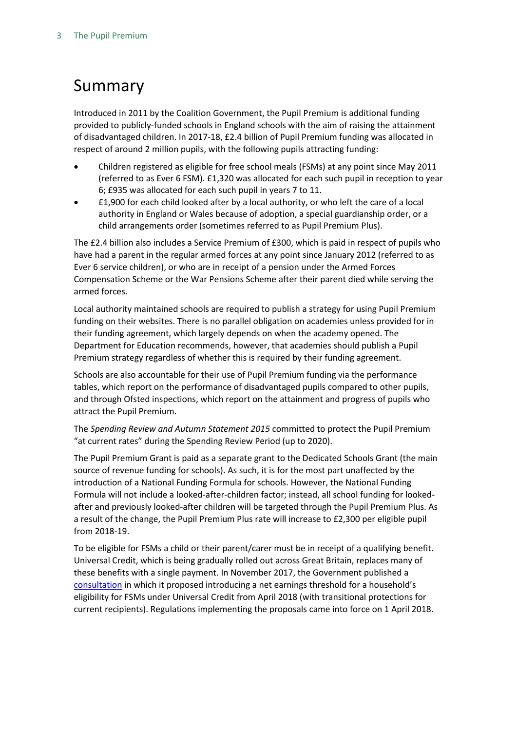# Summary

Introduced in 2011 by the Coalition Government, the Pupil Premium is additional funding provided to publicly-funded schools in England schools with the aim of raising the attainment of disadvantaged children. In 2017-18, £2.4 billion of Pupil Premium funding was allocated in respect of around 2 million pupils, with the following pupils attracting funding:

- Children registered as eligible for free school meals (FSMs) at any point since May 2011 (referred to as Ever 6 FSM). £1,320 was allocated for each such pupil in reception to year 6; £935 was allocated for each such pupil in years 7 to 11.
- £1,900 for each child looked after by a local authority, or who left the care of a local authority in England or Wales because of adoption, a special guardianship order, or a child arrangements order (sometimes referred to as Pupil Premium Plus).

The £2.4 billion also includes a Service Premium of £300, which is paid in respect of pupils who have had a parent in the regular armed forces at any point since January 2012 (referred to as Ever 6 service children), or who are in receipt of a pension under the Armed Forces Compensation Scheme or the War Pensions Scheme after their parent died while serving the armed forces.

Local authority maintained schools are required to publish a strategy for using Pupil Premium funding on their websites. There is no parallel obligation on academies unless provided for in their funding agreement, which largely depends on when the academy opened. The Department for Education recommends, however, that academies should publish a Pupil Premium strategy regardless of whether this is required by their funding agreement.

Schools are also accountable for their use of Pupil Premium funding via the performance tables, which report on the performance of disadvantaged pupils compared to other pupils, and through Ofsted inspections, which report on the attainment and progress of pupils who attract the Pupil Premium.

The *Spending Review and Autumn Statement 2015* committed to protect the Pupil Premium "at current rates" during the Spending Review Period (up to 2020).

The Pupil Premium Grant is paid as a separate grant to the Dedicated Schools Grant (the main source of revenue funding for schools). As such, it is for the most part unaffected by the introduction of a National Funding Formula for schools. However, the National Funding Formula will not include a looked-after-children factor; instead, all school funding for looked-after and previously looked-after children will be targeted through the Pupil Premium Plus. As a result of the change, the Pupil Premium Plus rate will increase to £2,300 per eligible pupil from 2018-19.

To be eligible for FSMs a child or their parent/carer must be in receipt of a qualifying benefit. Universal Credit, which is being gradually rolled out across Great Britain, replaces many of these benefits with a single payment. In November 2017, the Government published a consultation in which it proposed introducing a net earnings threshold for a household's eligibility for FSMs under Universal Credit from April 2018 (with transitional protections for current recipients). Regulations implementing the proposals came into force on 1 April 2018.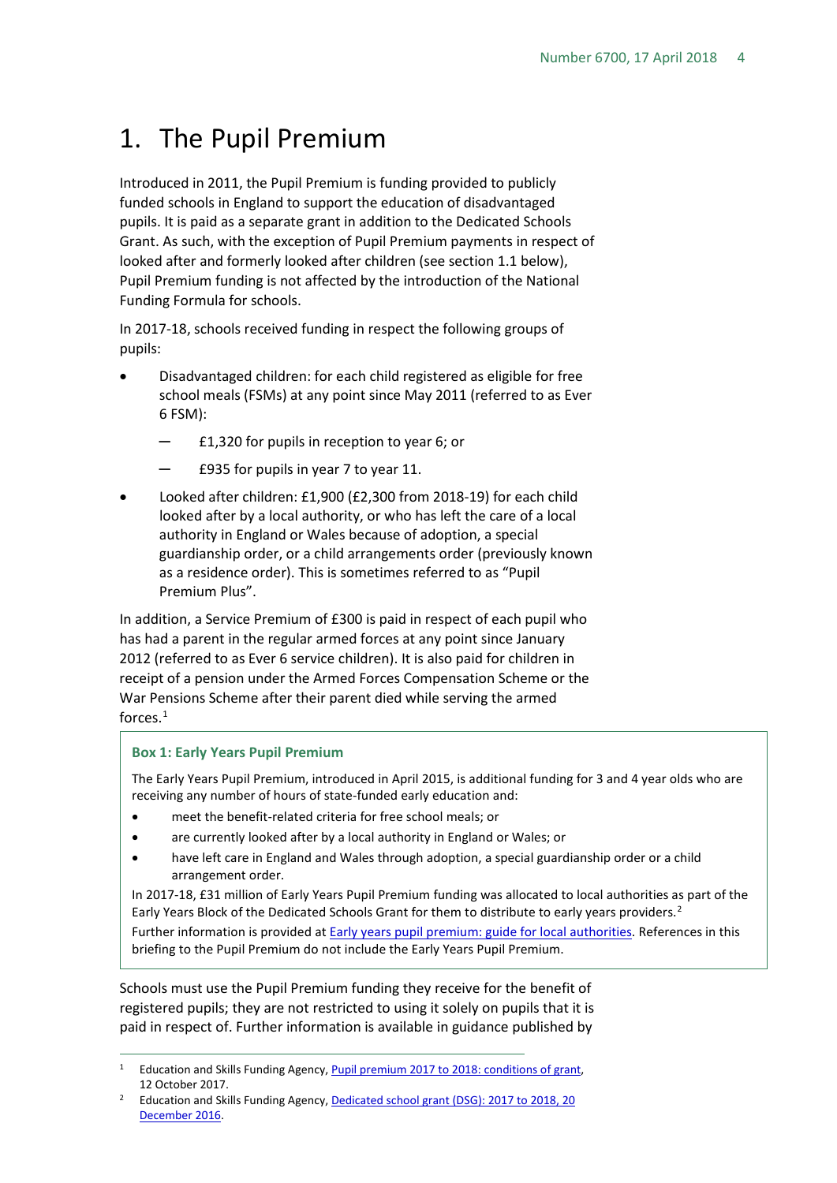# 1. The Pupil Premium

Introduced in 2011, the Pupil Premium is funding provided to publicly funded schools in England to support the education of disadvantaged pupils. It is paid as a separate grant in addition to the Dedicated Schools Grant. As such, with the exception of Pupil Premium payments in respect of looked after and formerly looked after children (see section 1.1 below), Pupil Premium funding is not affected by the introduction of the National Funding Formula for schools.

In 2017-18, schools received funding in respect the following groups of pupils:

- Disadvantaged children: for each child registered as eligible for free school meals (FSMs) at any point since May 2011 (referred to as Ever 6 FSM):
  - £1,320 for pupils in reception to year 6; or
  - £935 for pupils in year 7 to year 11.
- Looked after children: £1,900 (£2,300 from 2018-19) for each child looked after by a local authority, or who has left the care of a local authority in England or Wales because of adoption, a special guardianship order, or a child arrangements order (previously known as a residence order). This is sometimes referred to as "Pupil Premium Plus".

In addition, a Service Premium of £300 is paid in respect of each pupil who has had a parent in the regular armed forces at any point since January 2012 (referred to as Ever 6 service children). It is also paid for children in receipt of a pension under the Armed Forces Compensation Scheme or the War Pensions Scheme after their parent died while serving the armed forces.[1]

> **Box 1: Early Years Pupil Premium**
>
> The Early Years Pupil Premium, introduced in April 2015, is additional funding for 3 and 4 year olds who are receiving any number of hours of state-funded early education and:
>
> - meet the benefit-related criteria for free school meals; or
> - are currently looked after by a local authority in England or Wales; or
> - have left care in England and Wales through adoption, a special guardianship order or a child arrangement order.
>
> In 2017-18, £31 million of Early Years Pupil Premium funding was allocated to local authorities as part of the Early Years Block of the Dedicated Schools Grant for them to distribute to early years providers.[2]
>
> Further information is provided at Early years pupil premium: guide for local authorities. References in this briefing to the Pupil Premium do not include the Early Years Pupil Premium.

Schools must use the Pupil Premium funding they receive for the benefit of registered pupils; they are not restricted to using it solely on pupils that it is paid in respect of. Further information is available in guidance published by

---

[1] Education and Skills Funding Agency, Pupil premium 2017 to 2018: conditions of grant, 12 October 2017.

[2] Education and Skills Funding Agency, Dedicated school grant (DSG): 2017 to 2018, 20 December 2016.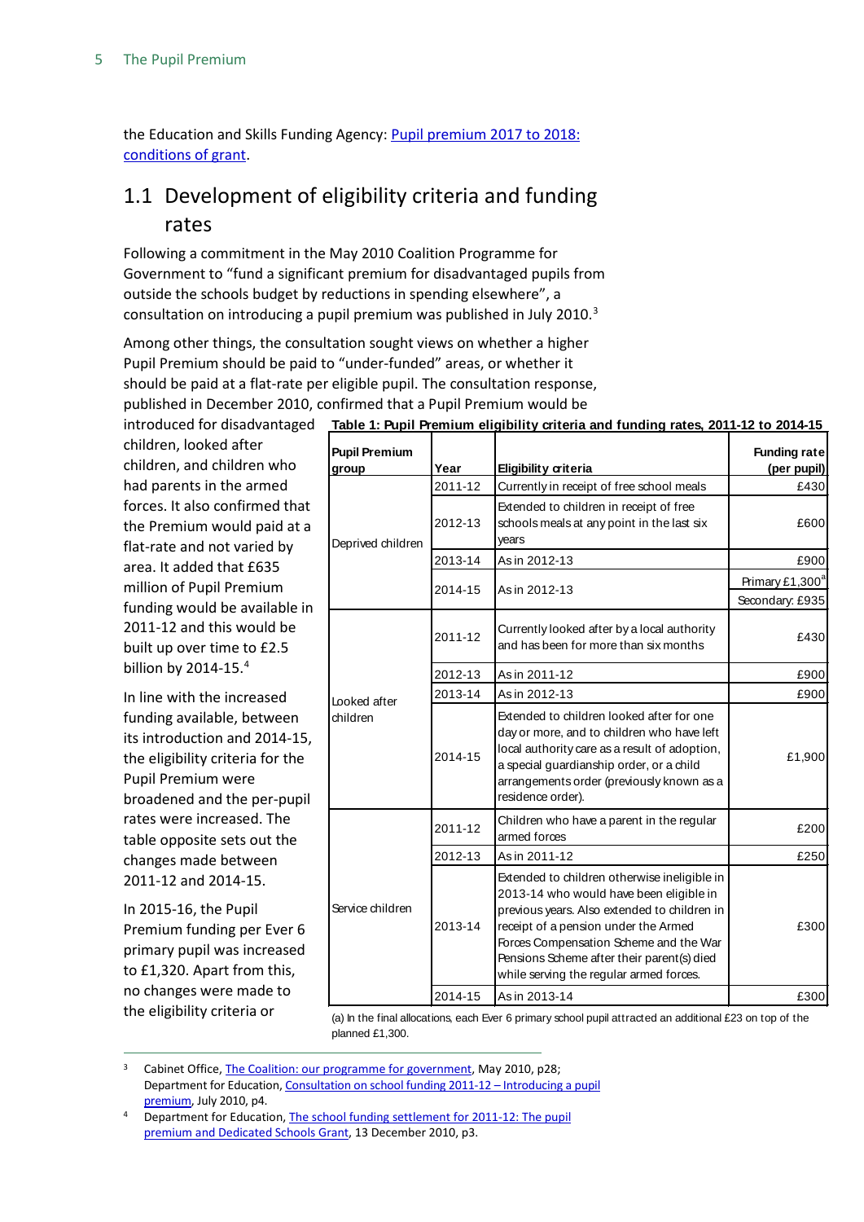the Education and Skills Funding Agency: Pupil premium 2017 to 2018: conditions of grant.

## 1.1 Development of eligibility criteria and funding rates

Following a commitment in the May 2010 Coalition Programme for Government to "fund a significant premium for disadvantaged pupils from outside the schools budget by reductions in spending elsewhere", a consultation on introducing a pupil premium was published in July 2010.[3]

Among other things, the consultation sought views on whether a higher Pupil Premium should be paid to "under-funded" areas, or whether it should be paid at a flat-rate per eligible pupil. The consultation response, published in December 2010, confirmed that a Pupil Premium would be introduced for disadvantaged children, looked after children, and children who had parents in the armed forces. It also confirmed that the Premium would paid at a flat-rate and not varied by area. It added that £635 million of Pupil Premium funding would be available in 2011-12 and this would be built up over time to £2.5 billion by 2014-15.[4]

In line with the increased funding available, between its introduction and 2014-15, the eligibility criteria for the Pupil Premium were broadened and the per-pupil rates were increased. The table opposite sets out the changes made between 2011-12 and 2014-15.

In 2015-16, the Pupil Premium funding per Ever 6 primary pupil was increased to £1,320. Apart from this, no changes were made to the eligibility criteria or

**Table 1: Pupil Premium eligibility criteria and funding rates, 2011-12 to 2014-15**

| Pupil Premium group | Year | Eligibility criteria | Funding rate (per pupil) |
|---|---|---|---|
| Deprived children | 2011-12 | Currently in receipt of free school meals | £430 |
| | 2012-13 | Extended to children in receipt of free schools meals at any point in the last six years | £600 |
| | 2013-14 | As in 2012-13 | £900 |
| | 2014-15 | As in 2012-13 | Primary £1,300[a]<br>Secondary: £935 |
| Looked after children | 2011-12 | Currently looked after by a local authority and has been for more than six months | £430 |
| | 2012-13 | As in 2011-12 | £900 |
| | 2013-14 | As in 2012-13 | £900 |
| | 2014-15 | Extended to children looked after for one day or more, and to children who have left local authority care as a result of adoption, a special guardianship order, or a child arrangements order (previously known as a residence order). | £1,900 |
| Service children | 2011-12 | Children who have a parent in the regular armed forces | £200 |
| | 2012-13 | As in 2011-12 | £250 |
| | 2013-14 | Extended to children otherwise ineligible in 2013-14 who would have been eligible in previous years. Also extended to children in receipt of a pension under the Armed Forces Compensation Scheme and the War Pensions Scheme after their parent(s) died while serving the regular armed forces. | £300 |
| | 2014-15 | As in 2013-14 | £300 |

(a) In the final allocations, each Ever 6 primary school pupil attracted an additional £23 on top of the planned £1,300.

[3] Cabinet Office, The Coalition: our programme for government, May 2010, p28; Department for Education, Consultation on school funding 2011-12 – Introducing a pupil premium, July 2010, p4.

[4] Department for Education, The school funding settlement for 2011-12: The pupil premium and Dedicated Schools Grant, 13 December 2010, p3.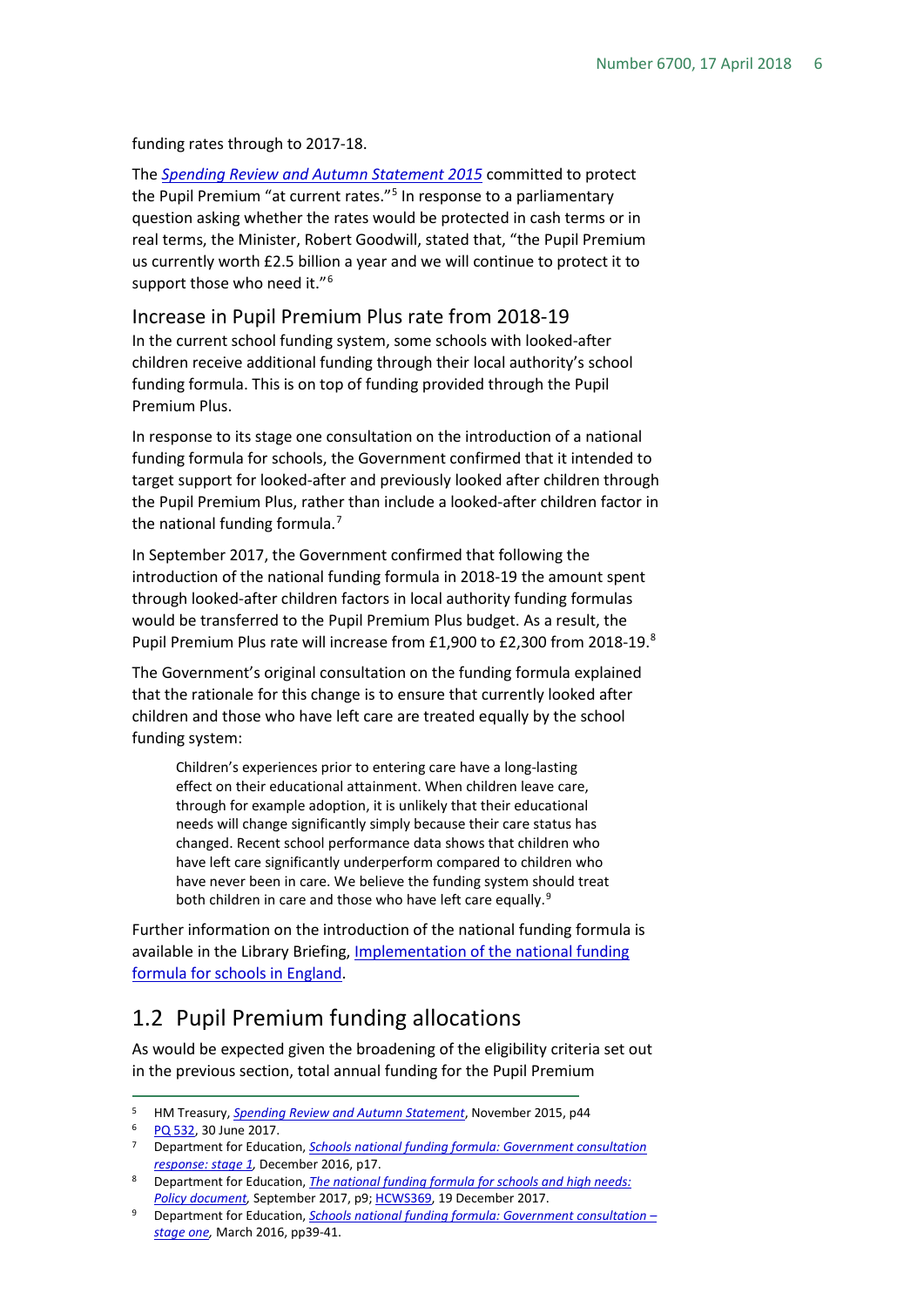funding rates through to 2017-18.

The *Spending Review and Autumn Statement 2015* committed to protect the Pupil Premium "at current rates."[5] In response to a parliamentary question asking whether the rates would be protected in cash terms or in real terms, the Minister, Robert Goodwill, stated that, "the Pupil Premium us currently worth £2.5 billion a year and we will continue to protect it to support those who need it."[6]

### Increase in Pupil Premium Plus rate from 2018-19

In the current school funding system, some schools with looked-after children receive additional funding through their local authority's school funding formula. This is on top of funding provided through the Pupil Premium Plus.

In response to its stage one consultation on the introduction of a national funding formula for schools, the Government confirmed that it intended to target support for looked-after and previously looked after children through the Pupil Premium Plus, rather than include a looked-after children factor in the national funding formula.[7]

In September 2017, the Government confirmed that following the introduction of the national funding formula in 2018-19 the amount spent through looked-after children factors in local authority funding formulas would be transferred to the Pupil Premium Plus budget. As a result, the Pupil Premium Plus rate will increase from £1,900 to £2,300 from 2018-19.[8]

The Government's original consultation on the funding formula explained that the rationale for this change is to ensure that currently looked after children and those who have left care are treated equally by the school funding system:

> Children's experiences prior to entering care have a long-lasting effect on their educational attainment. When children leave care, through for example adoption, it is unlikely that their educational needs will change significantly simply because their care status has changed. Recent school performance data shows that children who have left care significantly underperform compared to children who have never been in care. We believe the funding system should treat both children in care and those who have left care equally.[9]

Further information on the introduction of the national funding formula is available in the Library Briefing, Implementation of the national funding formula for schools in England.

## 1.2 Pupil Premium funding allocations

As would be expected given the broadening of the eligibility criteria set out in the previous section, total annual funding for the Pupil Premium

---

[5] HM Treasury, *Spending Review and Autumn Statement*, November 2015, p44

[6] PQ 532, 30 June 2017.

[7] Department for Education, *Schools national funding formula: Government consultation response: stage 1*, December 2016, p17.

[8] Department for Education, *The national funding formula for schools and high needs: Policy document*, September 2017, p9; HCWS369, 19 December 2017.

[9] Department for Education, *Schools national funding formula: Government consultation – stage one*, March 2016, pp39-41.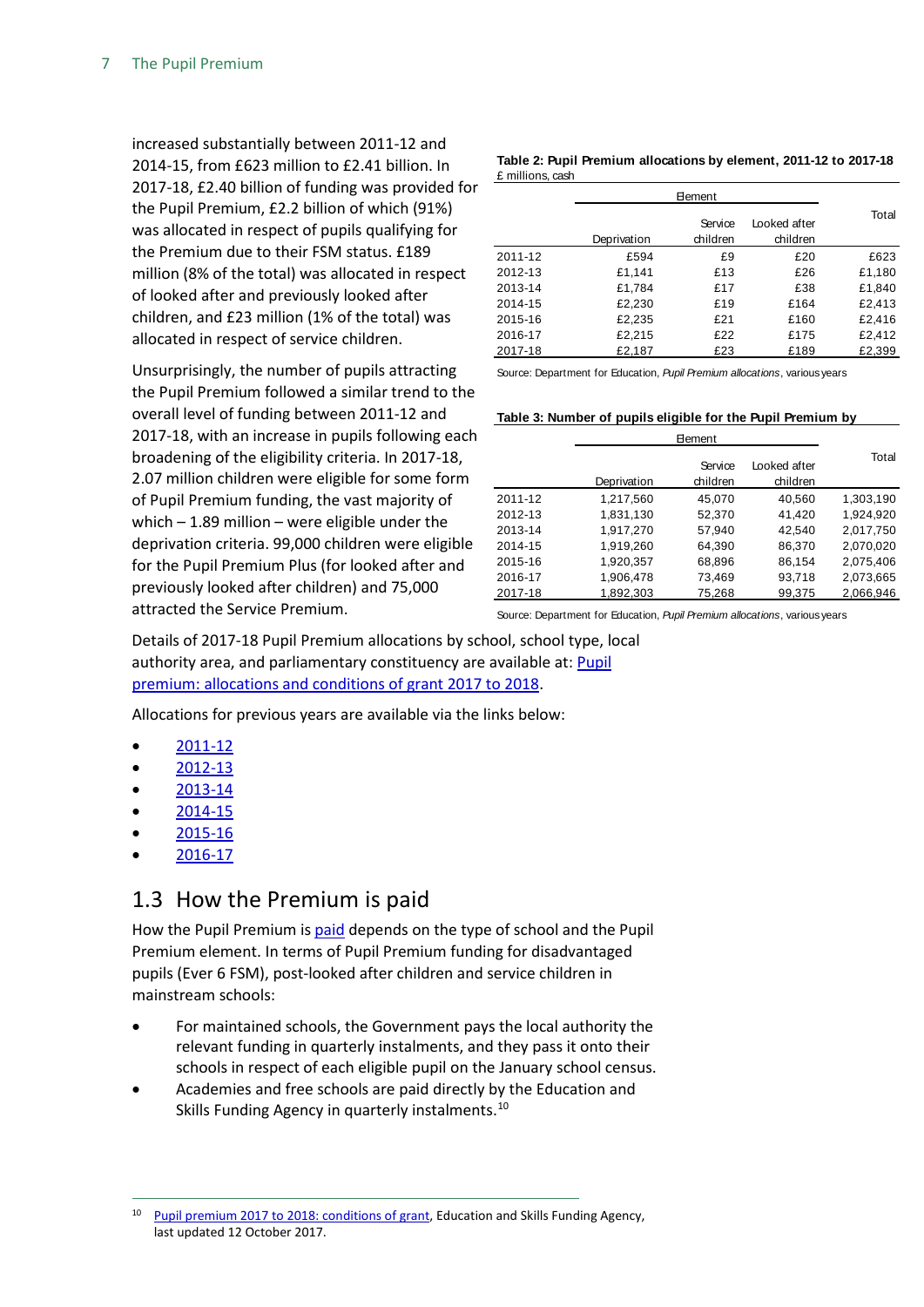increased substantially between 2011-12 and 2014-15, from £623 million to £2.41 billion. In 2017-18, £2.40 billion of funding was provided for the Pupil Premium, £2.2 billion of which (91%) was allocated in respect of pupils qualifying for the Premium due to their FSM status. £189 million (8% of the total) was allocated in respect of looked after and previously looked after children, and £23 million (1% of the total) was allocated in respect of service children.

Unsurprisingly, the number of pupils attracting the Pupil Premium followed a similar trend to the overall level of funding between 2011-12 and 2017-18, with an increase in pupils following each broadening of the eligibility criteria. In 2017-18, 2.07 million children were eligible for some form of Pupil Premium funding, the vast majority of which – 1.89 million – were eligible under the deprivation criteria. 99,000 children were eligible for the Pupil Premium Plus (for looked after and previously looked after children) and 75,000 attracted the Service Premium.

**Table 2: Pupil Premium allocations by element, 2011-12 to 2017-18**
£ millions, cash

| | Element | | | Total |
|---|---|---|---|---|
| | Deprivation | Service children | Looked after children | |
| 2011-12 | £594 | £9 | £20 | £623 |
| 2012-13 | £1,141 | £13 | £26 | £1,180 |
| 2013-14 | £1,784 | £17 | £38 | £1,840 |
| 2014-15 | £2,230 | £19 | £164 | £2,413 |
| 2015-16 | £2,235 | £21 | £160 | £2,416 |
| 2016-17 | £2,215 | £22 | £175 | £2,412 |
| 2017-18 | £2,187 | £23 | £189 | £2,399 |

Source: Department for Education, *Pupil Premium allocations*, various years

**Table 3: Number of pupils eligible for the Pupil Premium by**

| | Element | | | Total |
|---|---|---|---|---|
| | Deprivation | Service children | Looked after children | |
| 2011-12 | 1,217,560 | 45,070 | 40,560 | 1,303,190 |
| 2012-13 | 1,831,130 | 52,370 | 41,420 | 1,924,920 |
| 2013-14 | 1,917,270 | 57,940 | 42,540 | 2,017,750 |
| 2014-15 | 1,919,260 | 64,390 | 86,370 | 2,070,020 |
| 2015-16 | 1,920,357 | 68,896 | 86,154 | 2,075,406 |
| 2016-17 | 1,906,478 | 73,469 | 93,718 | 2,073,665 |
| 2017-18 | 1,892,303 | 75,268 | 99,375 | 2,066,946 |

Source: Department for Education, *Pupil Premium allocations*, various years

Details of 2017-18 Pupil Premium allocations by school, school type, local authority area, and parliamentary constituency are available at: Pupil premium: allocations and conditions of grant 2017 to 2018.

Allocations for previous years are available via the links below:

- 2011-12
- 2012-13
- 2013-14
- 2014-15
- 2015-16
- 2016-17

## 1.3 How the Premium is paid

How the Pupil Premium is paid depends on the type of school and the Pupil Premium element. In terms of Pupil Premium funding for disadvantaged pupils (Ever 6 FSM), post-looked after children and service children in mainstream schools:

- For maintained schools, the Government pays the local authority the relevant funding in quarterly instalments, and they pass it onto their schools in respect of each eligible pupil on the January school census.
- Academies and free schools are paid directly by the Education and Skills Funding Agency in quarterly instalments.[10]

[10] Pupil premium 2017 to 2018: conditions of grant, Education and Skills Funding Agency, last updated 12 October 2017.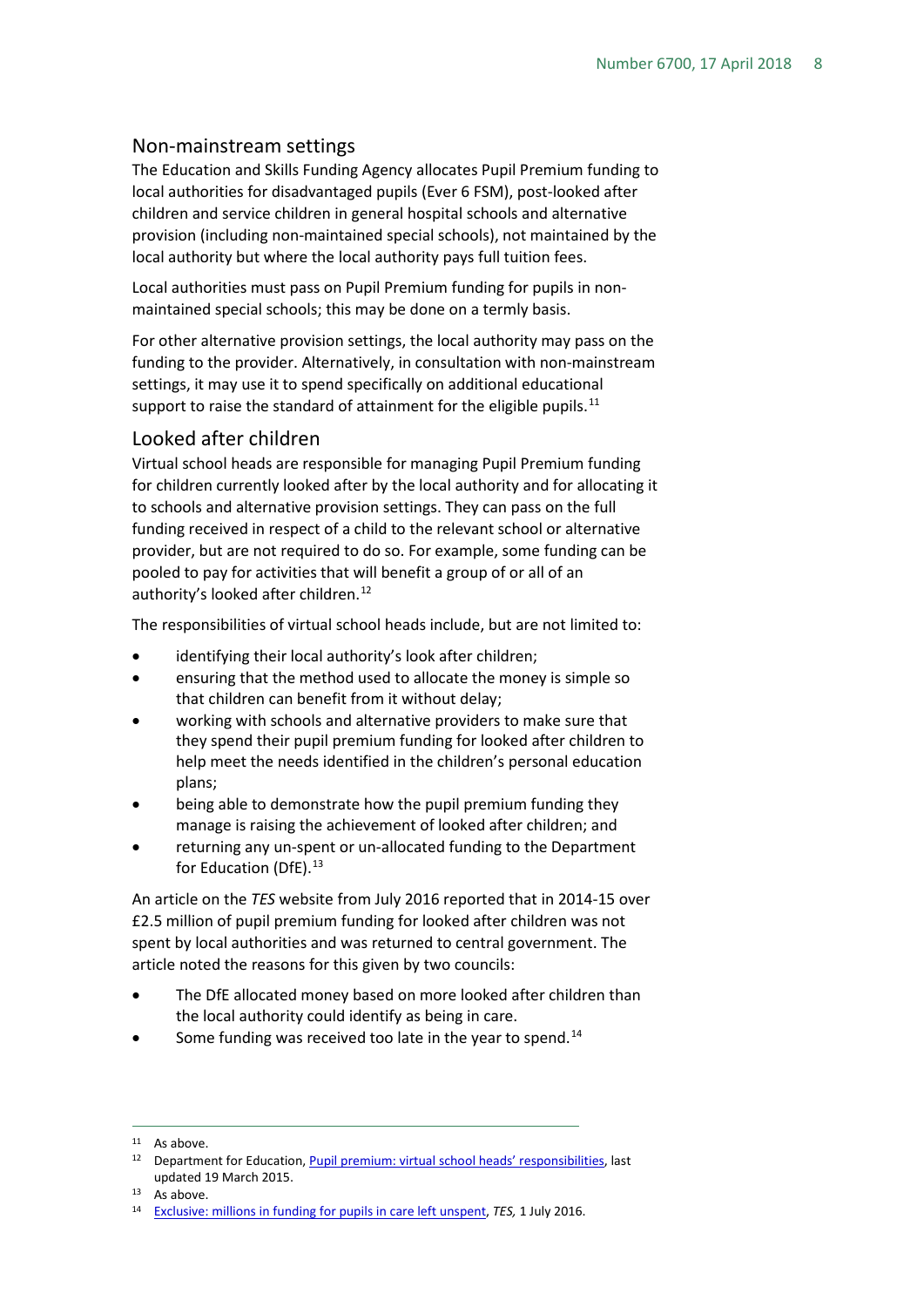## Non-mainstream settings

The Education and Skills Funding Agency allocates Pupil Premium funding to local authorities for disadvantaged pupils (Ever 6 FSM), post-looked after children and service children in general hospital schools and alternative provision (including non-maintained special schools), not maintained by the local authority but where the local authority pays full tuition fees.

Local authorities must pass on Pupil Premium funding for pupils in non-maintained special schools; this may be done on a termly basis.

For other alternative provision settings, the local authority may pass on the funding to the provider. Alternatively, in consultation with non-mainstream settings, it may use it to spend specifically on additional educational support to raise the standard of attainment for the eligible pupils.[11]

## Looked after children

Virtual school heads are responsible for managing Pupil Premium funding for children currently looked after by the local authority and for allocating it to schools and alternative provision settings. They can pass on the full funding received in respect of a child to the relevant school or alternative provider, but are not required to do so. For example, some funding can be pooled to pay for activities that will benefit a group of or all of an authority's looked after children.[12]

The responsibilities of virtual school heads include, but are not limited to:

- identifying their local authority's look after children;
- ensuring that the method used to allocate the money is simple so that children can benefit from it without delay;
- working with schools and alternative providers to make sure that they spend their pupil premium funding for looked after children to help meet the needs identified in the children's personal education plans;
- being able to demonstrate how the pupil premium funding they manage is raising the achievement of looked after children; and
- returning any un-spent or un-allocated funding to the Department for Education (DfE).[13]

An article on the *TES* website from July 2016 reported that in 2014-15 over £2.5 million of pupil premium funding for looked after children was not spent by local authorities and was returned to central government. The article noted the reasons for this given by two councils:

- The DfE allocated money based on more looked after children than the local authority could identify as being in care.
- Some funding was received too late in the year to spend.[14]

---

[11] As above.

[12] Department for Education, Pupil premium: virtual school heads' responsibilities, last updated 19 March 2015.

[13] As above.

[14] Exclusive: millions in funding for pupils in care left unspent, *TES,* 1 July 2016.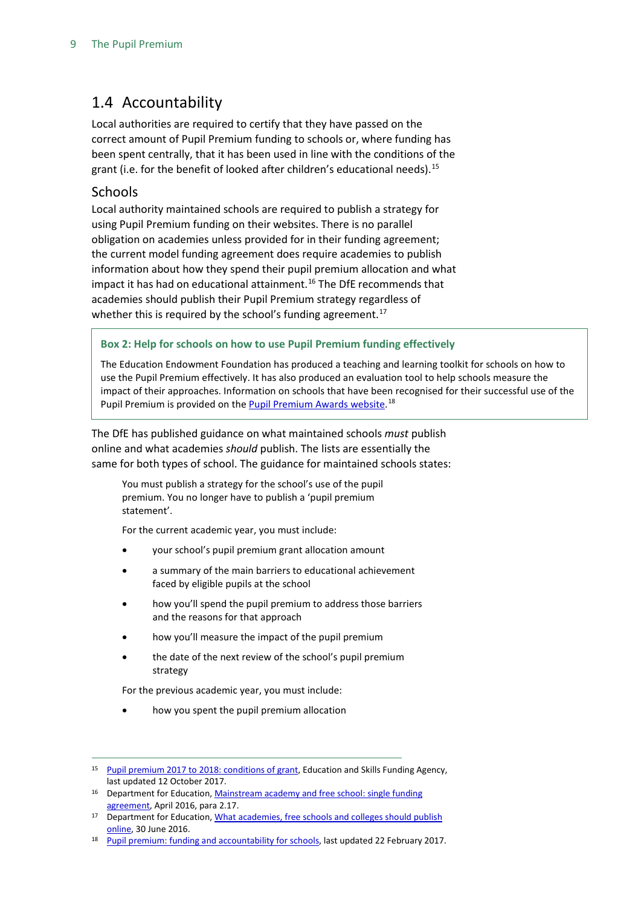## 1.4 Accountability

Local authorities are required to certify that they have passed on the correct amount of Pupil Premium funding to schools or, where funding has been spent centrally, that it has been used in line with the conditions of the grant (i.e. for the benefit of looked after children's educational needs).[15]

### Schools

Local authority maintained schools are required to publish a strategy for using Pupil Premium funding on their websites. There is no parallel obligation on academies unless provided for in their funding agreement; the current model funding agreement does require academies to publish information about how they spend their pupil premium allocation and what impact it has had on educational attainment.[16] The DfE recommends that academies should publish their Pupil Premium strategy regardless of whether this is required by the school's funding agreement.[17]

> **Box 2: Help for schools on how to use Pupil Premium funding effectively**
>
> The Education Endowment Foundation has produced a teaching and learning toolkit for schools on how to use the Pupil Premium effectively. It has also produced an evaluation tool to help schools measure the impact of their approaches. Information on schools that have been recognised for their successful use of the Pupil Premium is provided on the Pupil Premium Awards website.[18]

The DfE has published guidance on what maintained schools *must* publish online and what academies *should* publish. The lists are essentially the same for both types of school. The guidance for maintained schools states:

> You must publish a strategy for the school's use of the pupil premium. You no longer have to publish a 'pupil premium statement'.
>
> For the current academic year, you must include:
>
> - your school's pupil premium grant allocation amount
> - a summary of the main barriers to educational achievement faced by eligible pupils at the school
> - how you'll spend the pupil premium to address those barriers and the reasons for that approach
> - how you'll measure the impact of the pupil premium
> - the date of the next review of the school's pupil premium strategy
>
> For the previous academic year, you must include:
>
> - how you spent the pupil premium allocation

---

15 Pupil premium 2017 to 2018: conditions of grant, Education and Skills Funding Agency, last updated 12 October 2017.

16 Department for Education, Mainstream academy and free school: single funding agreement, April 2016, para 2.17.

17 Department for Education, What academies, free schools and colleges should publish online, 30 June 2016.

18 Pupil premium: funding and accountability for schools, last updated 22 February 2017.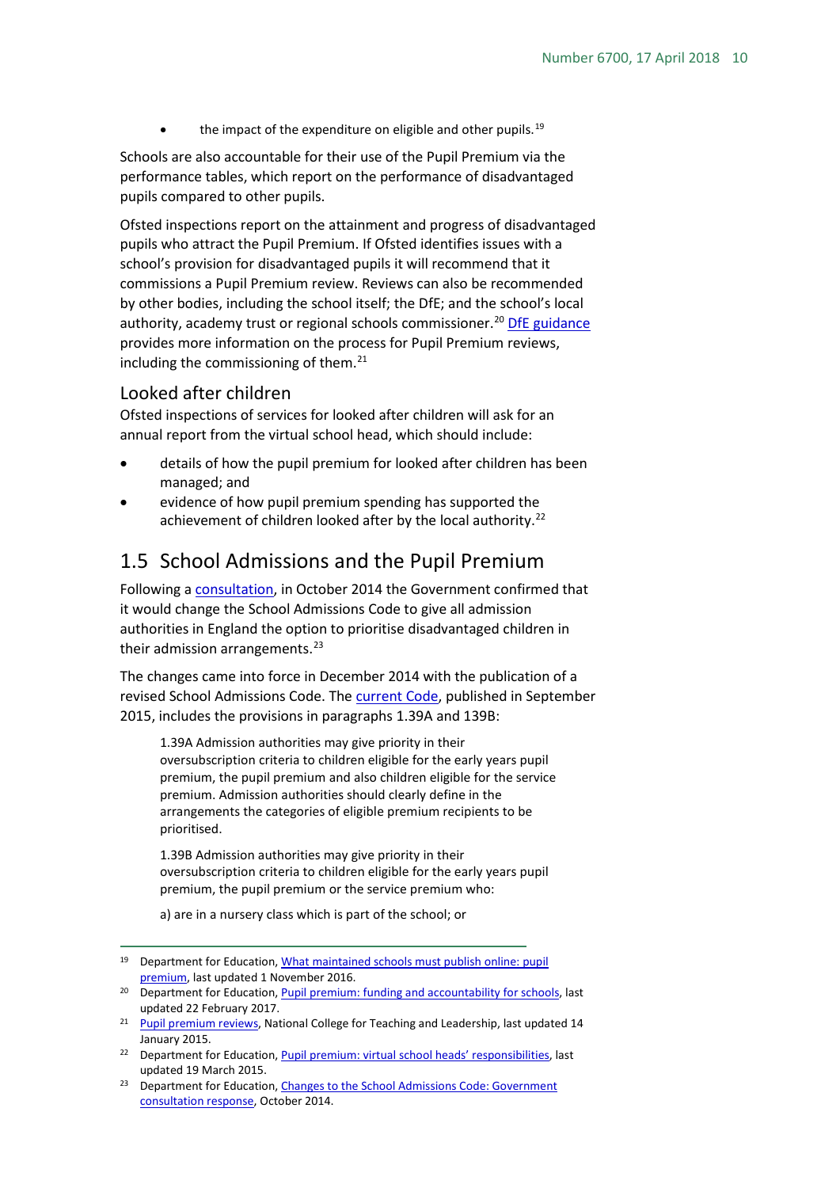- the impact of the expenditure on eligible and other pupils.[19]

Schools are also accountable for their use of the Pupil Premium via the performance tables, which report on the performance of disadvantaged pupils compared to other pupils.

Ofsted inspections report on the attainment and progress of disadvantaged pupils who attract the Pupil Premium. If Ofsted identifies issues with a school's provision for disadvantaged pupils it will recommend that it commissions a Pupil Premium review. Reviews can also be recommended by other bodies, including the school itself; the DfE; and the school's local authority, academy trust or regional schools commissioner.[20] DfE guidance provides more information on the process for Pupil Premium reviews, including the commissioning of them.[21]

### Looked after children

Ofsted inspections of services for looked after children will ask for an annual report from the virtual school head, which should include:

- details of how the pupil premium for looked after children has been managed; and
- evidence of how pupil premium spending has supported the achievement of children looked after by the local authority.[22]

## 1.5 School Admissions and the Pupil Premium

Following a consultation, in October 2014 the Government confirmed that it would change the School Admissions Code to give all admission authorities in England the option to prioritise disadvantaged children in their admission arrangements.[23]

The changes came into force in December 2014 with the publication of a revised School Admissions Code. The current Code, published in September 2015, includes the provisions in paragraphs 1.39A and 139B:

> 1.39A Admission authorities may give priority in their oversubscription criteria to children eligible for the early years pupil premium, the pupil premium and also children eligible for the service premium. Admission authorities should clearly define in the arrangements the categories of eligible premium recipients to be prioritised.
>
> 1.39B Admission authorities may give priority in their oversubscription criteria to children eligible for the early years pupil premium, the pupil premium or the service premium who:
>
> a) are in a nursery class which is part of the school; or

---

[19] Department for Education, What maintained schools must publish online: pupil premium, last updated 1 November 2016.

[20] Department for Education, Pupil premium: funding and accountability for schools, last updated 22 February 2017.

[21] Pupil premium reviews, National College for Teaching and Leadership, last updated 14 January 2015.

[22] Department for Education, Pupil premium: virtual school heads' responsibilities, last updated 19 March 2015.

[23] Department for Education, Changes to the School Admissions Code: Government consultation response, October 2014.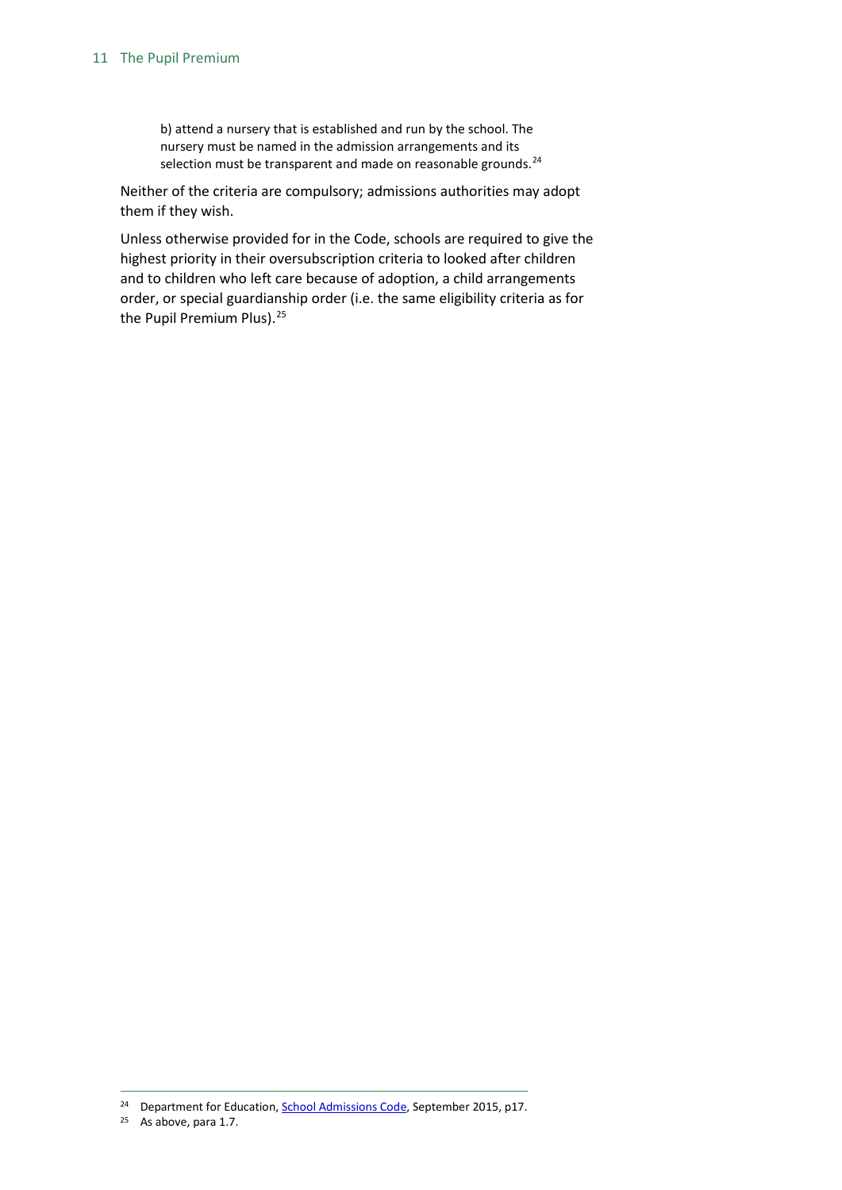> b) attend a nursery that is established and run by the school. The nursery must be named in the admission arrangements and its selection must be transparent and made on reasonable grounds.[24]

Neither of the criteria are compulsory; admissions authorities may adopt them if they wish.

Unless otherwise provided for in the Code, schools are required to give the highest priority in their oversubscription criteria to looked after children and to children who left care because of adoption, a child arrangements order, or special guardianship order (i.e. the same eligibility criteria as for the Pupil Premium Plus).[25]

---

[24] Department for Education, School Admissions Code, September 2015, p17.

[25] As above, para 1.7.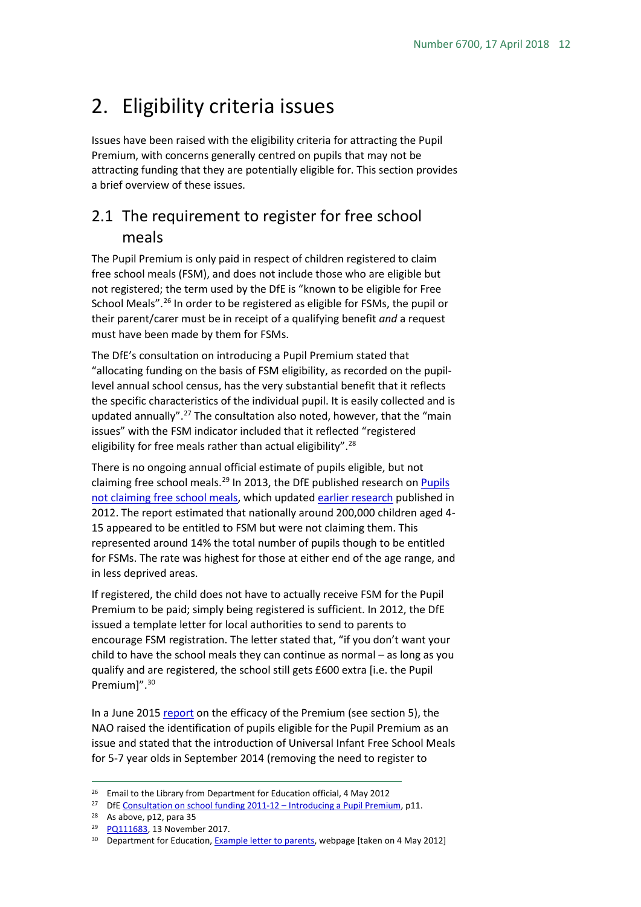# 2. Eligibility criteria issues

Issues have been raised with the eligibility criteria for attracting the Pupil Premium, with concerns generally centred on pupils that may not be attracting funding that they are potentially eligible for. This section provides a brief overview of these issues.

## 2.1 The requirement to register for free school meals

The Pupil Premium is only paid in respect of children registered to claim free school meals (FSM), and does not include those who are eligible but not registered; the term used by the DfE is "known to be eligible for Free School Meals".[26] In order to be registered as eligible for FSMs, the pupil or their parent/carer must be in receipt of a qualifying benefit *and* a request must have been made by them for FSMs.

The DfE's consultation on introducing a Pupil Premium stated that "allocating funding on the basis of FSM eligibility, as recorded on the pupil-level annual school census, has the very substantial benefit that it reflects the specific characteristics of the individual pupil. It is easily collected and is updated annually".[27] The consultation also noted, however, that the "main issues" with the FSM indicator included that it reflected "registered eligibility for free meals rather than actual eligibility".[28]

There is no ongoing annual official estimate of pupils eligible, but not claiming free school meals.[29] In 2013, the DfE published research on Pupils not claiming free school meals, which updated earlier research published in 2012. The report estimated that nationally around 200,000 children aged 4-15 appeared to be entitled to FSM but were not claiming them. This represented around 14% the total number of pupils though to be entitled for FSMs. The rate was highest for those at either end of the age range, and in less deprived areas.

If registered, the child does not have to actually receive FSM for the Pupil Premium to be paid; simply being registered is sufficient. In 2012, the DfE issued a template letter for local authorities to send to parents to encourage FSM registration. The letter stated that, "if you don't want your child to have the school meals they can continue as normal – as long as you qualify and are registered, the school still gets £600 extra [i.e. the Pupil Premium]".[30]

In a June 2015 report on the efficacy of the Premium (see section 5), the NAO raised the identification of pupils eligible for the Pupil Premium as an issue and stated that the introduction of Universal Infant Free School Meals for 5-7 year olds in September 2014 (removing the need to register to

---

[26] Email to the Library from Department for Education official, 4 May 2012

[27] DfE Consultation on school funding 2011-12 – Introducing a Pupil Premium, p11.

[28] As above, p12, para 35

[29] PQ111683, 13 November 2017.

[30] Department for Education, Example letter to parents, webpage [taken on 4 May 2012]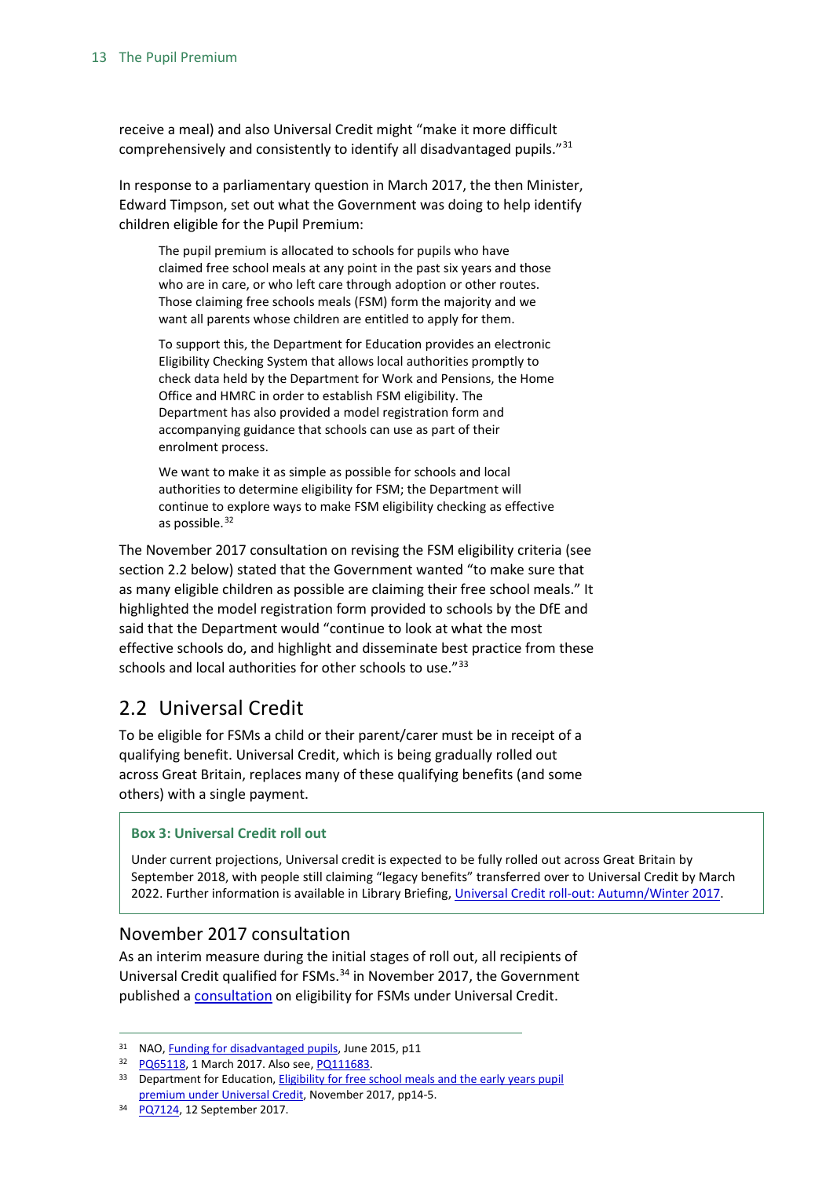receive a meal) and also Universal Credit might "make it more difficult comprehensively and consistently to identify all disadvantaged pupils."[31]

In response to a parliamentary question in March 2017, the then Minister, Edward Timpson, set out what the Government was doing to help identify children eligible for the Pupil Premium:

> The pupil premium is allocated to schools for pupils who have claimed free school meals at any point in the past six years and those who are in care, or who left care through adoption or other routes. Those claiming free schools meals (FSM) form the majority and we want all parents whose children are entitled to apply for them.
>
> To support this, the Department for Education provides an electronic Eligibility Checking System that allows local authorities promptly to check data held by the Department for Work and Pensions, the Home Office and HMRC in order to establish FSM eligibility. The Department has also provided a model registration form and accompanying guidance that schools can use as part of their enrolment process.
>
> We want to make it as simple as possible for schools and local authorities to determine eligibility for FSM; the Department will continue to explore ways to make FSM eligibility checking as effective as possible.[32]

The November 2017 consultation on revising the FSM eligibility criteria (see section 2.2 below) stated that the Government wanted "to make sure that as many eligible children as possible are claiming their free school meals." It highlighted the model registration form provided to schools by the DfE and said that the Department would "continue to look at what the most effective schools do, and highlight and disseminate best practice from these schools and local authorities for other schools to use."[33]

## 2.2 Universal Credit

To be eligible for FSMs a child or their parent/carer must be in receipt of a qualifying benefit. Universal Credit, which is being gradually rolled out across Great Britain, replaces many of these qualifying benefits (and some others) with a single payment.

> **Box 3: Universal Credit roll out**
>
> Under current projections, Universal credit is expected to be fully rolled out across Great Britain by September 2018, with people still claiming "legacy benefits" transferred over to Universal Credit by March 2022. Further information is available in Library Briefing, Universal Credit roll-out: Autumn/Winter 2017.

### November 2017 consultation

As an interim measure during the initial stages of roll out, all recipients of Universal Credit qualified for FSMs.[34] in November 2017, the Government published a consultation on eligibility for FSMs under Universal Credit.

---

[31] NAO, Funding for disadvantaged pupils, June 2015, p11

[32] PQ65118, 1 March 2017. Also see, PQ111683.

[33] Department for Education, Eligibility for free school meals and the early years pupil premium under Universal Credit, November 2017, pp14-5.

[34] PQ7124, 12 September 2017.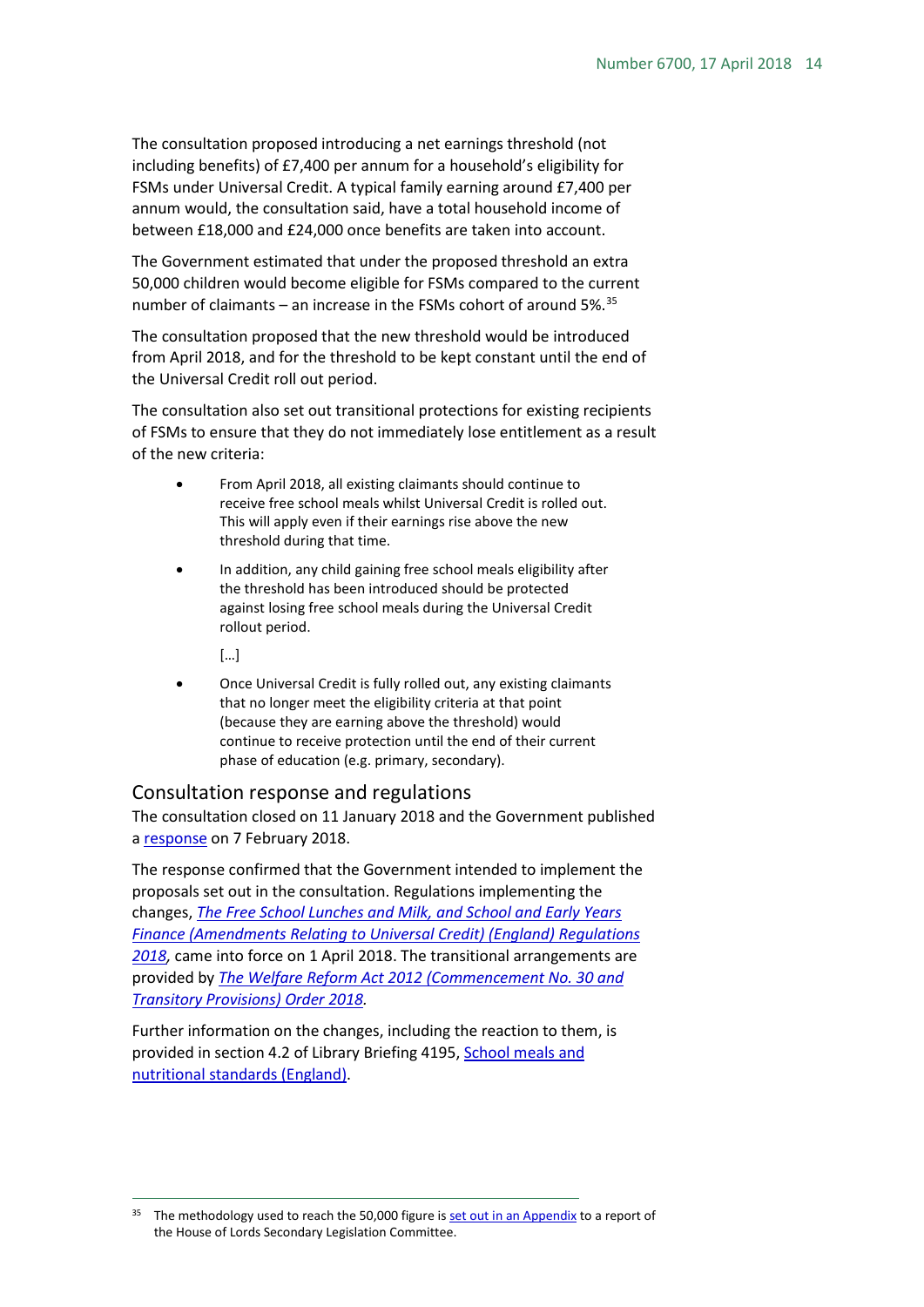The consultation proposed introducing a net earnings threshold (not including benefits) of £7,400 per annum for a household's eligibility for FSMs under Universal Credit. A typical family earning around £7,400 per annum would, the consultation said, have a total household income of between £18,000 and £24,000 once benefits are taken into account.

The Government estimated that under the proposed threshold an extra 50,000 children would become eligible for FSMs compared to the current number of claimants – an increase in the FSMs cohort of around 5%.[35]

The consultation proposed that the new threshold would be introduced from April 2018, and for the threshold to be kept constant until the end of the Universal Credit roll out period.

The consultation also set out transitional protections for existing recipients of FSMs to ensure that they do not immediately lose entitlement as a result of the new criteria:

> - From April 2018, all existing claimants should continue to receive free school meals whilst Universal Credit is rolled out. This will apply even if their earnings rise above the new threshold during that time.
> - In addition, any child gaining free school meals eligibility after the threshold has been introduced should be protected against losing free school meals during the Universal Credit rollout period.
>
> […]
>
> - Once Universal Credit is fully rolled out, any existing claimants that no longer meet the eligibility criteria at that point (because they are earning above the threshold) would continue to receive protection until the end of their current phase of education (e.g. primary, secondary).

### Consultation response and regulations

The consultation closed on 11 January 2018 and the Government published a response on 7 February 2018.

The response confirmed that the Government intended to implement the proposals set out in the consultation. Regulations implementing the changes, *The Free School Lunches and Milk, and School and Early Years Finance (Amendments Relating to Universal Credit) (England) Regulations 2018*, came into force on 1 April 2018. The transitional arrangements are provided by *The Welfare Reform Act 2012 (Commencement No. 30 and Transitory Provisions) Order 2018*.

Further information on the changes, including the reaction to them, is provided in section 4.2 of Library Briefing 4195, School meals and nutritional standards (England).

---

[35] The methodology used to reach the 50,000 figure is set out in an Appendix to a report of the House of Lords Secondary Legislation Committee.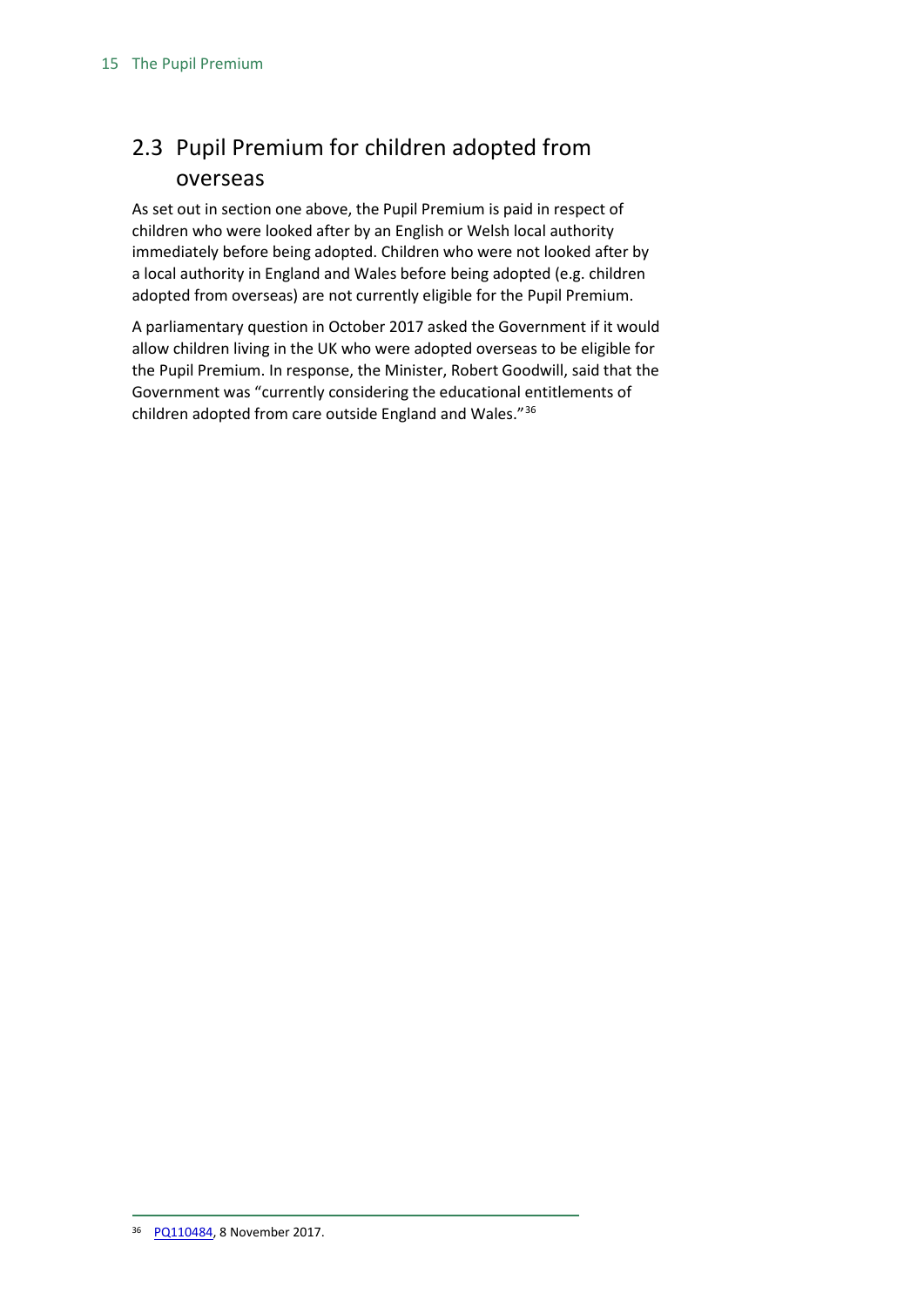## 2.3 Pupil Premium for children adopted from overseas

As set out in section one above, the Pupil Premium is paid in respect of children who were looked after by an English or Welsh local authority immediately before being adopted. Children who were not looked after by a local authority in England and Wales before being adopted (e.g. children adopted from overseas) are not currently eligible for the Pupil Premium.

A parliamentary question in October 2017 asked the Government if it would allow children living in the UK who were adopted overseas to be eligible for the Pupil Premium. In response, the Minister, Robert Goodwill, said that the Government was "currently considering the educational entitlements of children adopted from care outside England and Wales."[36]

---

[36] PQ110484, 8 November 2017.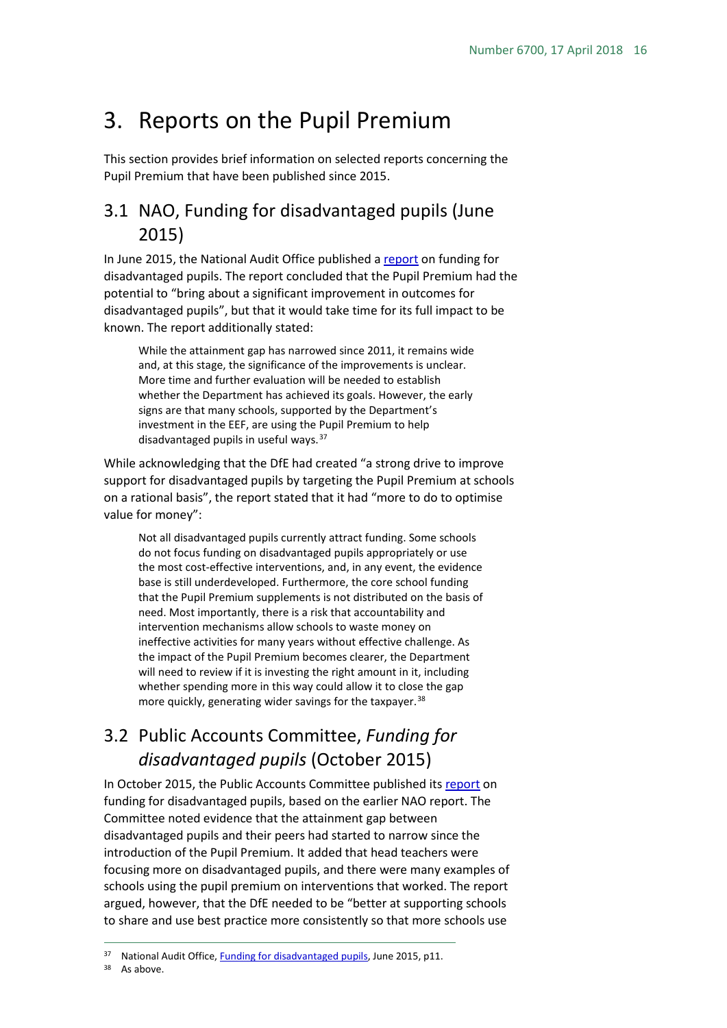# 3. Reports on the Pupil Premium

This section provides brief information on selected reports concerning the Pupil Premium that have been published since 2015.

## 3.1 NAO, Funding for disadvantaged pupils (June 2015)

In June 2015, the National Audit Office published a report on funding for disadvantaged pupils. The report concluded that the Pupil Premium had the potential to "bring about a significant improvement in outcomes for disadvantaged pupils", but that it would take time for its full impact to be known. The report additionally stated:

> While the attainment gap has narrowed since 2011, it remains wide and, at this stage, the significance of the improvements is unclear. More time and further evaluation will be needed to establish whether the Department has achieved its goals. However, the early signs are that many schools, supported by the Department's investment in the EEF, are using the Pupil Premium to help disadvantaged pupils in useful ways.[37]

While acknowledging that the DfE had created "a strong drive to improve support for disadvantaged pupils by targeting the Pupil Premium at schools on a rational basis", the report stated that it had "more to do to optimise value for money":

> Not all disadvantaged pupils currently attract funding. Some schools do not focus funding on disadvantaged pupils appropriately or use the most cost-effective interventions, and, in any event, the evidence base is still underdeveloped. Furthermore, the core school funding that the Pupil Premium supplements is not distributed on the basis of need. Most importantly, there is a risk that accountability and intervention mechanisms allow schools to waste money on ineffective activities for many years without effective challenge. As the impact of the Pupil Premium becomes clearer, the Department will need to review if it is investing the right amount in it, including whether spending more in this way could allow it to close the gap more quickly, generating wider savings for the taxpayer.[38]

## 3.2 Public Accounts Committee, *Funding for disadvantaged pupils* (October 2015)

In October 2015, the Public Accounts Committee published its report on funding for disadvantaged pupils, based on the earlier NAO report. The Committee noted evidence that the attainment gap between disadvantaged pupils and their peers had started to narrow since the introduction of the Pupil Premium. It added that head teachers were focusing more on disadvantaged pupils, and there were many examples of schools using the pupil premium on interventions that worked. The report argued, however, that the DfE needed to be "better at supporting schools to share and use best practice more consistently so that more schools use

---

[37] National Audit Office, Funding for disadvantaged pupils, June 2015, p11.

[38] As above.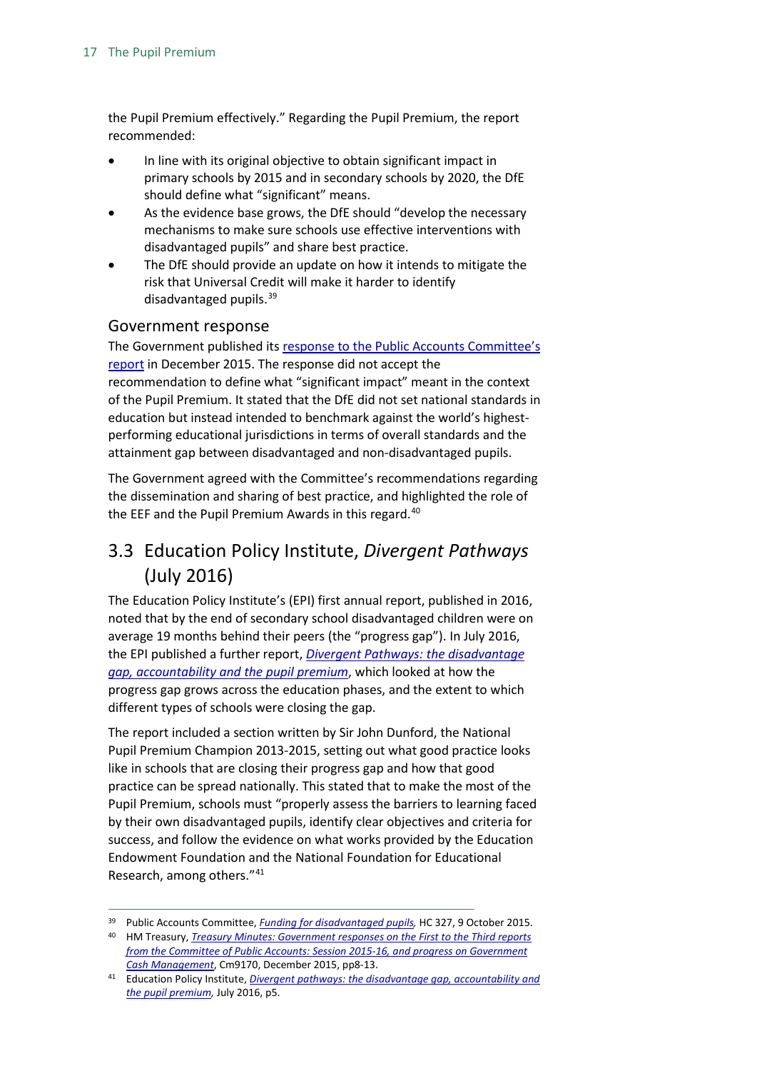the Pupil Premium effectively." Regarding the Pupil Premium, the report recommended:

- In line with its original objective to obtain significant impact in primary schools by 2015 and in secondary schools by 2020, the DfE should define what "significant" means.
- As the evidence base grows, the DfE should "develop the necessary mechanisms to make sure schools use effective interventions with disadvantaged pupils" and share best practice.
- The DfE should provide an update on how it intends to mitigate the risk that Universal Credit will make it harder to identify disadvantaged pupils.[39]

### Government response

The Government published its response to the Public Accounts Committee's report in December 2015. The response did not accept the recommendation to define what "significant impact" meant in the context of the Pupil Premium. It stated that the DfE did not set national standards in education but instead intended to benchmark against the world's highest-performing educational jurisdictions in terms of overall standards and the attainment gap between disadvantaged and non-disadvantaged pupils.

The Government agreed with the Committee's recommendations regarding the dissemination and sharing of best practice, and highlighted the role of the EEF and the Pupil Premium Awards in this regard.[40]

## 3.3 Education Policy Institute, *Divergent Pathways* (July 2016)

The Education Policy Institute's (EPI) first annual report, published in 2016, noted that by the end of secondary school disadvantaged children were on average 19 months behind their peers (the "progress gap"). In July 2016, the EPI published a further report, *Divergent Pathways: the disadvantage gap, accountability and the pupil premium*, which looked at how the progress gap grows across the education phases, and the extent to which different types of schools were closing the gap.

The report included a section written by Sir John Dunford, the National Pupil Premium Champion 2013-2015, setting out what good practice looks like in schools that are closing their progress gap and how that good practice can be spread nationally. This stated that to make the most of the Pupil Premium, schools must "properly assess the barriers to learning faced by their own disadvantaged pupils, identify clear objectives and criteria for success, and follow the evidence on what works provided by the Education Endowment Foundation and the National Foundation for Educational Research, among others."[41]

---

[39] Public Accounts Committee, *Funding for disadvantaged pupils,* HC 327, 9 October 2015.

[40] HM Treasury, *Treasury Minutes: Government responses on the First to the Third reports from the Committee of Public Accounts: Session 2015-16, and progress on Government Cash Management*, Cm9170, December 2015, pp8-13.

[41] Education Policy Institute, *Divergent pathways: the disadvantage gap, accountability and the pupil premium,* July 2016, p5.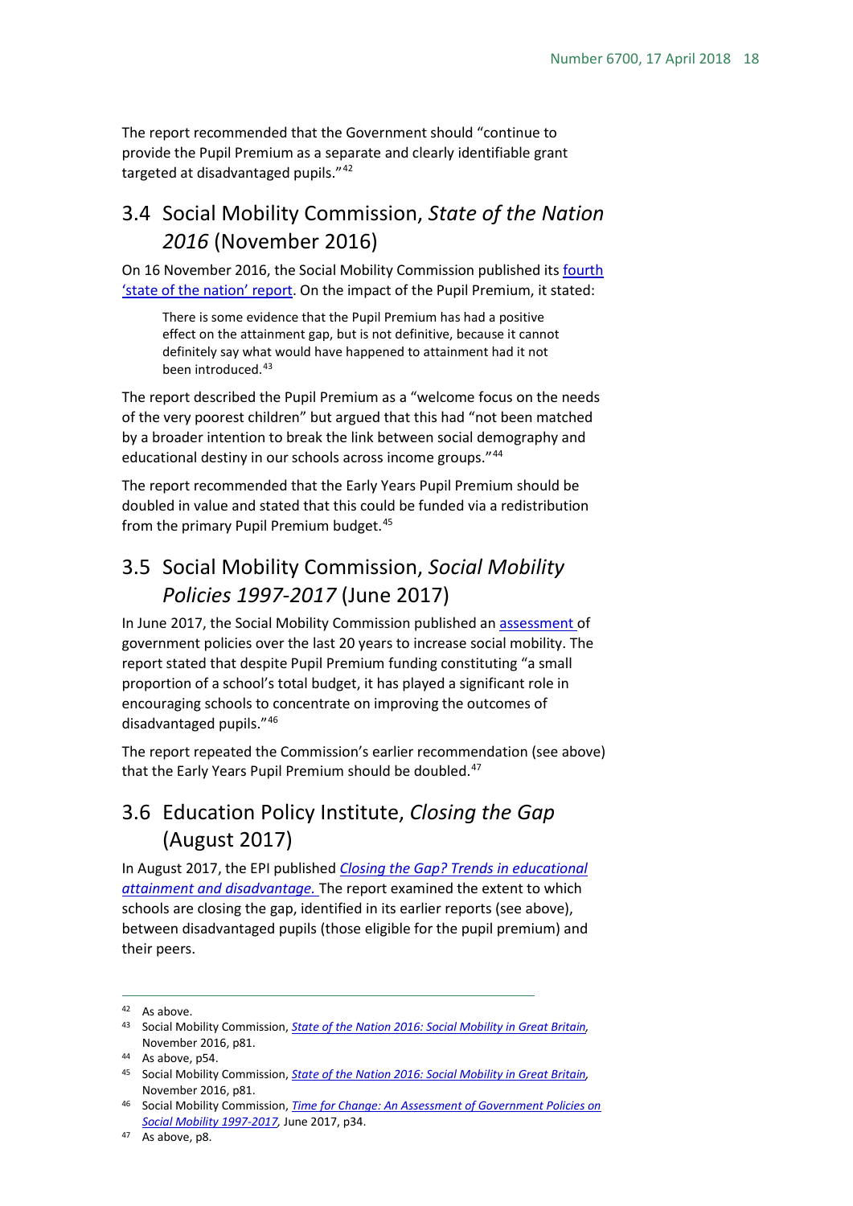The report recommended that the Government should "continue to provide the Pupil Premium as a separate and clearly identifiable grant targeted at disadvantaged pupils."[42]

## 3.4 Social Mobility Commission, *State of the Nation 2016* (November 2016)

On 16 November 2016, the Social Mobility Commission published its fourth 'state of the nation' report. On the impact of the Pupil Premium, it stated:

> There is some evidence that the Pupil Premium has had a positive effect on the attainment gap, but is not definitive, because it cannot definitely say what would have happened to attainment had it not been introduced.[43]

The report described the Pupil Premium as a "welcome focus on the needs of the very poorest children" but argued that this had "not been matched by a broader intention to break the link between social demography and educational destiny in our schools across income groups."[44]

The report recommended that the Early Years Pupil Premium should be doubled in value and stated that this could be funded via a redistribution from the primary Pupil Premium budget.[45]

## 3.5 Social Mobility Commission, *Social Mobility Policies 1997-2017* (June 2017)

In June 2017, the Social Mobility Commission published an assessment of government policies over the last 20 years to increase social mobility. The report stated that despite Pupil Premium funding constituting "a small proportion of a school's total budget, it has played a significant role in encouraging schools to concentrate on improving the outcomes of disadvantaged pupils."[46]

The report repeated the Commission's earlier recommendation (see above) that the Early Years Pupil Premium should be doubled.[47]

## 3.6 Education Policy Institute, *Closing the Gap* (August 2017)

In August 2017, the EPI published *Closing the Gap? Trends in educational attainment and disadvantage.* The report examined the extent to which schools are closing the gap, identified in its earlier reports (see above), between disadvantaged pupils (those eligible for the pupil premium) and their peers.

---

[42] As above.

[43] Social Mobility Commission, *State of the Nation 2016: Social Mobility in Great Britain*, November 2016, p81.

[44] As above, p54.

[45] Social Mobility Commission, *State of the Nation 2016: Social Mobility in Great Britain*, November 2016, p81.

[46] Social Mobility Commission, *Time for Change: An Assessment of Government Policies on Social Mobility 1997-2017*, June 2017, p34.

[47] As above, p8.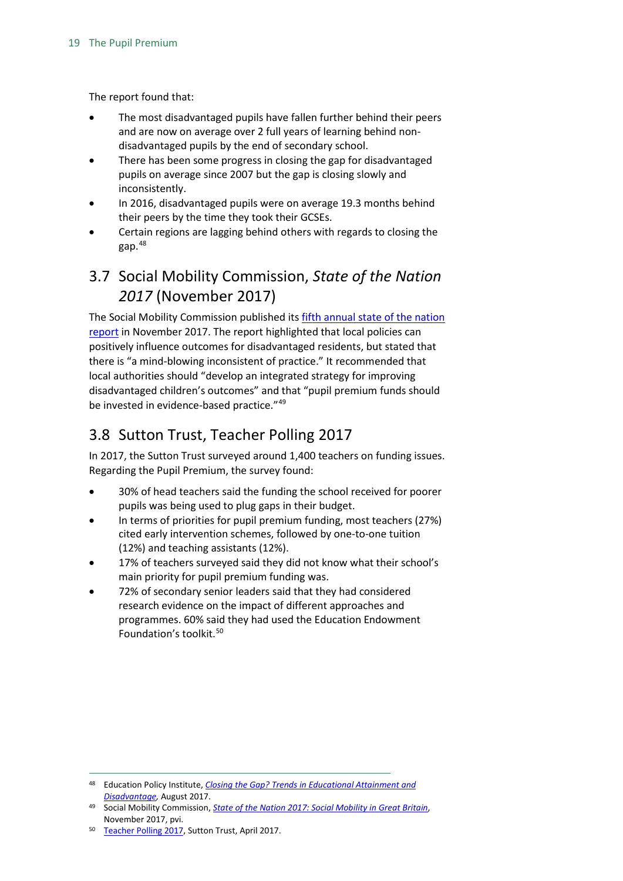The report found that:

- The most disadvantaged pupils have fallen further behind their peers and are now on average over 2 full years of learning behind non-disadvantaged pupils by the end of secondary school.
- There has been some progress in closing the gap for disadvantaged pupils on average since 2007 but the gap is closing slowly and inconsistently.
- In 2016, disadvantaged pupils were on average 19.3 months behind their peers by the time they took their GCSEs.
- Certain regions are lagging behind others with regards to closing the gap.[48]

## 3.7 Social Mobility Commission, *State of the Nation 2017* (November 2017)

The Social Mobility Commission published its fifth annual state of the nation report in November 2017. The report highlighted that local policies can positively influence outcomes for disadvantaged residents, but stated that there is "a mind-blowing inconsistent of practice." It recommended that local authorities should "develop an integrated strategy for improving disadvantaged children's outcomes" and that "pupil premium funds should be invested in evidence-based practice."[49]

## 3.8 Sutton Trust, Teacher Polling 2017

In 2017, the Sutton Trust surveyed around 1,400 teachers on funding issues. Regarding the Pupil Premium, the survey found:

- 30% of head teachers said the funding the school received for poorer pupils was being used to plug gaps in their budget.
- In terms of priorities for pupil premium funding, most teachers (27%) cited early intervention schemes, followed by one-to-one tuition (12%) and teaching assistants (12%).
- 17% of teachers surveyed said they did not know what their school's main priority for pupil premium funding was.
- 72% of secondary senior leaders said that they had considered research evidence on the impact of different approaches and programmes. 60% said they had used the Education Endowment Foundation's toolkit.[50]

---

[48] Education Policy Institute, *Closing the Gap? Trends in Educational Attainment and Disadvantage*, August 2017.

[49] Social Mobility Commission, *State of the Nation 2017: Social Mobility in Great Britain*, November 2017, pvi.

[50] Teacher Polling 2017, Sutton Trust, April 2017.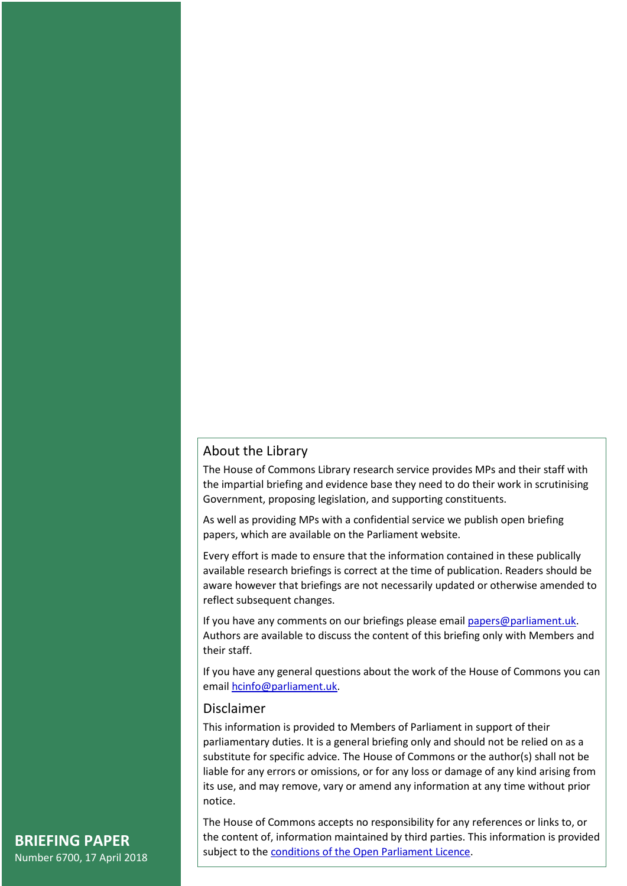## About the Library

The House of Commons Library research service provides MPs and their staff with the impartial briefing and evidence base they need to do their work in scrutinising Government, proposing legislation, and supporting constituents.

As well as providing MPs with a confidential service we publish open briefing papers, which are available on the Parliament website.

Every effort is made to ensure that the information contained in these publically available research briefings is correct at the time of publication. Readers should be aware however that briefings are not necessarily updated or otherwise amended to reflect subsequent changes.

If you have any comments on our briefings please email papers@parliament.uk. Authors are available to discuss the content of this briefing only with Members and their staff.

If you have any general questions about the work of the House of Commons you can email hcinfo@parliament.uk.

## Disclaimer

This information is provided to Members of Parliament in support of their parliamentary duties. It is a general briefing only and should not be relied on as a substitute for specific advice. The House of Commons or the author(s) shall not be liable for any errors or omissions, or for any loss or damage of any kind arising from its use, and may remove, vary or amend any information at any time without prior notice.

The House of Commons accepts no responsibility for any references or links to, or the content of, information maintained by third parties. This information is provided subject to the conditions of the Open Parliament Licence.

**BRIEFING PAPER**

Number 6700, 17 April 2018